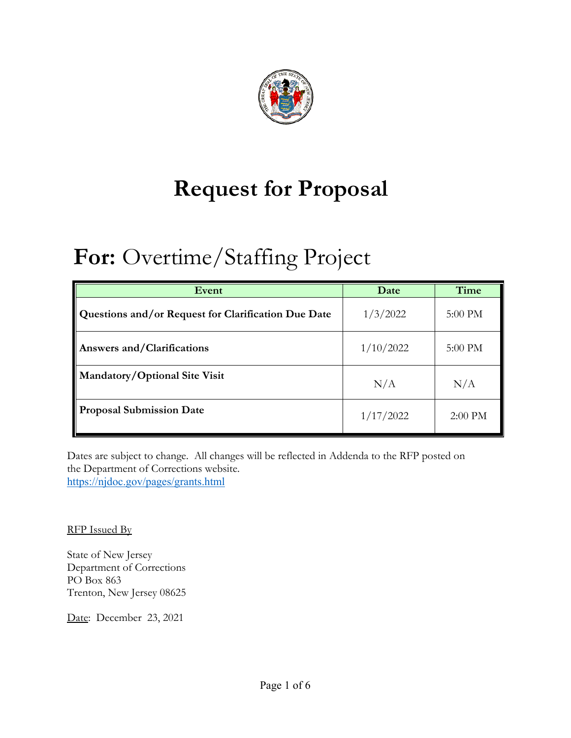# Request for Proposal

## **For:** Overtime/Staffing Project

| Event | Date | Time |
|---|---|---|
| **Questions and/or Request for Clarification Due Date** | 1/3/2022 | 5:00 PM |
| **Answers and/Clarifications** | 1/10/2022 | 5:00 PM |
| **Mandatory/Optional Site Visit** | N/A | N/A |
| **Proposal Submission Date** | 1/17/2022 | 2:00 PM |

Dates are subject to change. All changes will be reflected in Addenda to the RFP posted on the Department of Corrections website.
https://njdoc.gov/pages/grants.html

RFP Issued By

State of New Jersey
Department of Corrections
PO Box 863
Trenton, New Jersey 08625

Date: December 23, 2021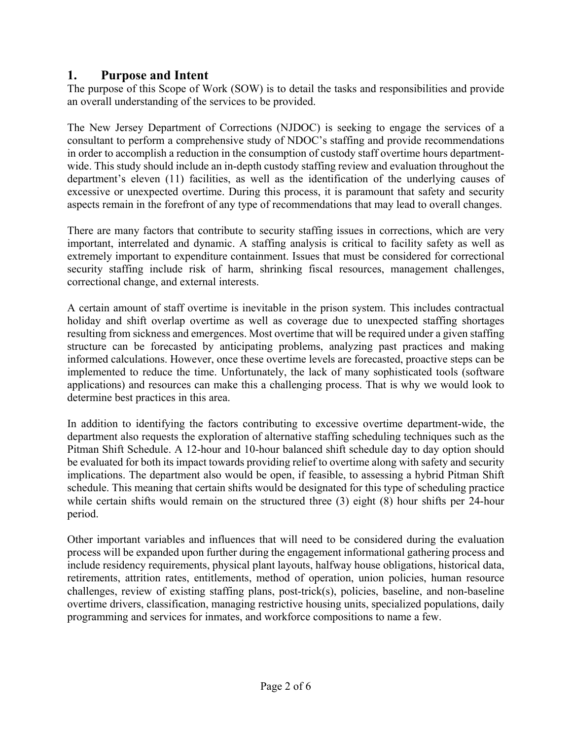## 1. Purpose and Intent

The purpose of this Scope of Work (SOW) is to detail the tasks and responsibilities and provide an overall understanding of the services to be provided.

The New Jersey Department of Corrections (NJDOC) is seeking to engage the services of a consultant to perform a comprehensive study of NDOC's staffing and provide recommendations in order to accomplish a reduction in the consumption of custody staff overtime hours department-wide. This study should include an in-depth custody staffing review and evaluation throughout the department's eleven (11) facilities, as well as the identification of the underlying causes of excessive or unexpected overtime. During this process, it is paramount that safety and security aspects remain in the forefront of any type of recommendations that may lead to overall changes.

There are many factors that contribute to security staffing issues in corrections, which are very important, interrelated and dynamic. A staffing analysis is critical to facility safety as well as extremely important to expenditure containment. Issues that must be considered for correctional security staffing include risk of harm, shrinking fiscal resources, management challenges, correctional change, and external interests.

A certain amount of staff overtime is inevitable in the prison system. This includes contractual holiday and shift overlap overtime as well as coverage due to unexpected staffing shortages resulting from sickness and emergences. Most overtime that will be required under a given staffing structure can be forecasted by anticipating problems, analyzing past practices and making informed calculations. However, once these overtime levels are forecasted, proactive steps can be implemented to reduce the time. Unfortunately, the lack of many sophisticated tools (software applications) and resources can make this a challenging process. That is why we would look to determine best practices in this area.

In addition to identifying the factors contributing to excessive overtime department-wide, the department also requests the exploration of alternative staffing scheduling techniques such as the Pitman Shift Schedule. A 12-hour and 10-hour balanced shift schedule day to day option should be evaluated for both its impact towards providing relief to overtime along with safety and security implications. The department also would be open, if feasible, to assessing a hybrid Pitman Shift schedule. This meaning that certain shifts would be designated for this type of scheduling practice while certain shifts would remain on the structured three (3) eight (8) hour shifts per 24-hour period.

Other important variables and influences that will need to be considered during the evaluation process will be expanded upon further during the engagement informational gathering process and include residency requirements, physical plant layouts, halfway house obligations, historical data, retirements, attrition rates, entitlements, method of operation, union policies, human resource challenges, review of existing staffing plans, post-trick(s), policies, baseline, and non-baseline overtime drivers, classification, managing restrictive housing units, specialized populations, daily programming and services for inmates, and workforce compositions to name a few.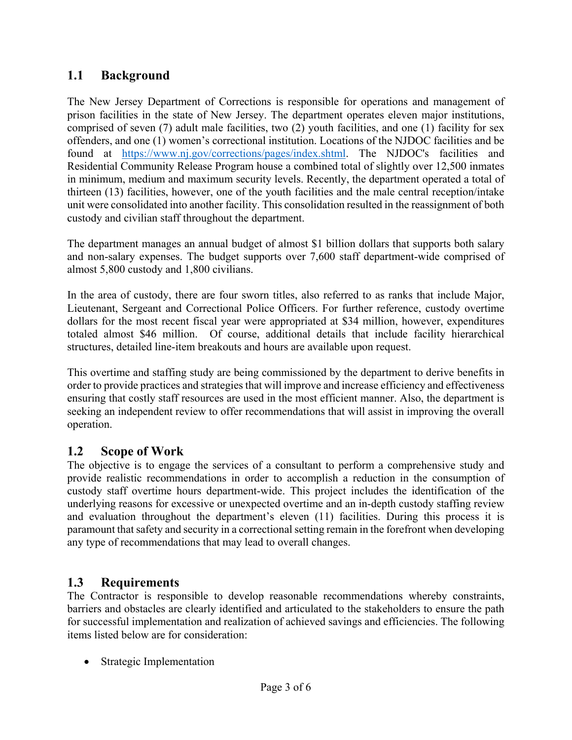## 1.1 Background

The New Jersey Department of Corrections is responsible for operations and management of prison facilities in the state of New Jersey. The department operates eleven major institutions, comprised of seven (7) adult male facilities, two (2) youth facilities, and one (1) facility for sex offenders, and one (1) women's correctional institution. Locations of the NJDOC facilities and be found at https://www.nj.gov/corrections/pages/index.shtml. The NJDOC's facilities and Residential Community Release Program house a combined total of slightly over 12,500 inmates in minimum, medium and maximum security levels. Recently, the department operated a total of thirteen (13) facilities, however, one of the youth facilities and the male central reception/intake unit were consolidated into another facility. This consolidation resulted in the reassignment of both custody and civilian staff throughout the department.

The department manages an annual budget of almost $1 billion dollars that supports both salary and non-salary expenses. The budget supports over 7,600 staff department-wide comprised of almost 5,800 custody and 1,800 civilians.

In the area of custody, there are four sworn titles, also referred to as ranks that include Major, Lieutenant, Sergeant and Correctional Police Officers. For further reference, custody overtime dollars for the most recent fiscal year were appropriated at $34 million, however, expenditures totaled almost $46 million. Of course, additional details that include facility hierarchical structures, detailed line-item breakouts and hours are available upon request.

This overtime and staffing study are being commissioned by the department to derive benefits in order to provide practices and strategies that will improve and increase efficiency and effectiveness ensuring that costly staff resources are used in the most efficient manner. Also, the department is seeking an independent review to offer recommendations that will assist in improving the overall operation.

## 1.2 Scope of Work

The objective is to engage the services of a consultant to perform a comprehensive study and provide realistic recommendations in order to accomplish a reduction in the consumption of custody staff overtime hours department-wide. This project includes the identification of the underlying reasons for excessive or unexpected overtime and an in-depth custody staffing review and evaluation throughout the department's eleven (11) facilities. During this process it is paramount that safety and security in a correctional setting remain in the forefront when developing any type of recommendations that may lead to overall changes.

## 1.3 Requirements

The Contractor is responsible to develop reasonable recommendations whereby constraints, barriers and obstacles are clearly identified and articulated to the stakeholders to ensure the path for successful implementation and realization of achieved savings and efficiencies. The following items listed below are for consideration:

- Strategic Implementation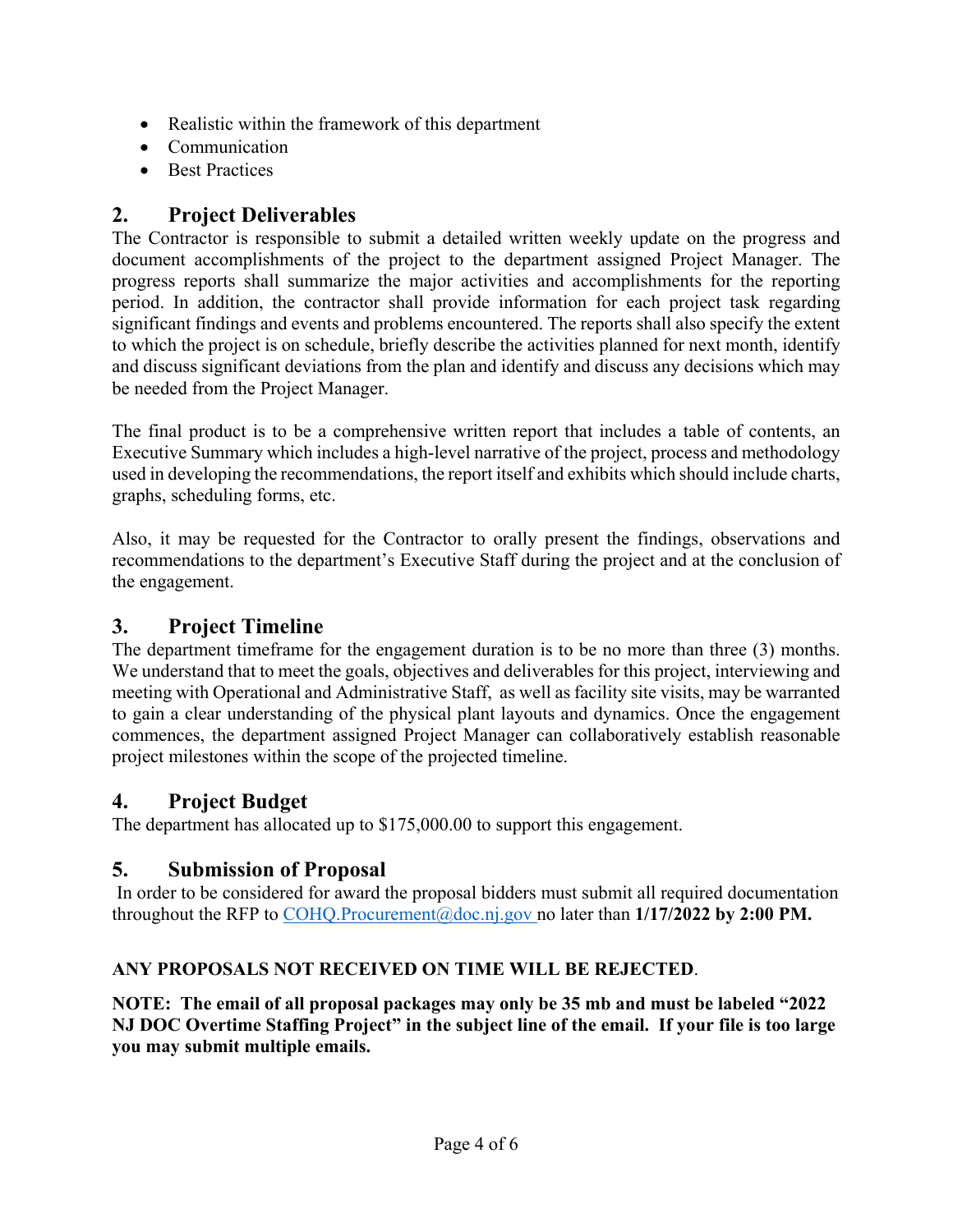- Realistic within the framework of this department
- Communication
- Best Practices

## 2. Project Deliverables

The Contractor is responsible to submit a detailed written weekly update on the progress and document accomplishments of the project to the department assigned Project Manager. The progress reports shall summarize the major activities and accomplishments for the reporting period. In addition, the contractor shall provide information for each project task regarding significant findings and events and problems encountered. The reports shall also specify the extent to which the project is on schedule, briefly describe the activities planned for next month, identify and discuss significant deviations from the plan and identify and discuss any decisions which may be needed from the Project Manager.

The final product is to be a comprehensive written report that includes a table of contents, an Executive Summary which includes a high-level narrative of the project, process and methodology used in developing the recommendations, the report itself and exhibits which should include charts, graphs, scheduling forms, etc.

Also, it may be requested for the Contractor to orally present the findings, observations and recommendations to the department's Executive Staff during the project and at the conclusion of the engagement.

## 3. Project Timeline

The department timeframe for the engagement duration is to be no more than three (3) months. We understand that to meet the goals, objectives and deliverables for this project, interviewing and meeting with Operational and Administrative Staff, as well as facility site visits, may be warranted to gain a clear understanding of the physical plant layouts and dynamics. Once the engagement commences, the department assigned Project Manager can collaboratively establish reasonable project milestones within the scope of the projected timeline.

## 4. Project Budget

The department has allocated up to $175,000.00 to support this engagement.

## 5. Submission of Proposal

In order to be considered for award the proposal bidders must submit all required documentation throughout the RFP to COHQ.Procurement@doc.nj.gov no later than **1/17/2022 by 2:00 PM.**

**ANY PROPOSALS NOT RECEIVED ON TIME WILL BE REJECTED**.

**NOTE: The email of all proposal packages may only be 35 mb and must be labeled "2022 NJ DOC Overtime Staffing Project" in the subject line of the email. If your file is too large you may submit multiple emails.**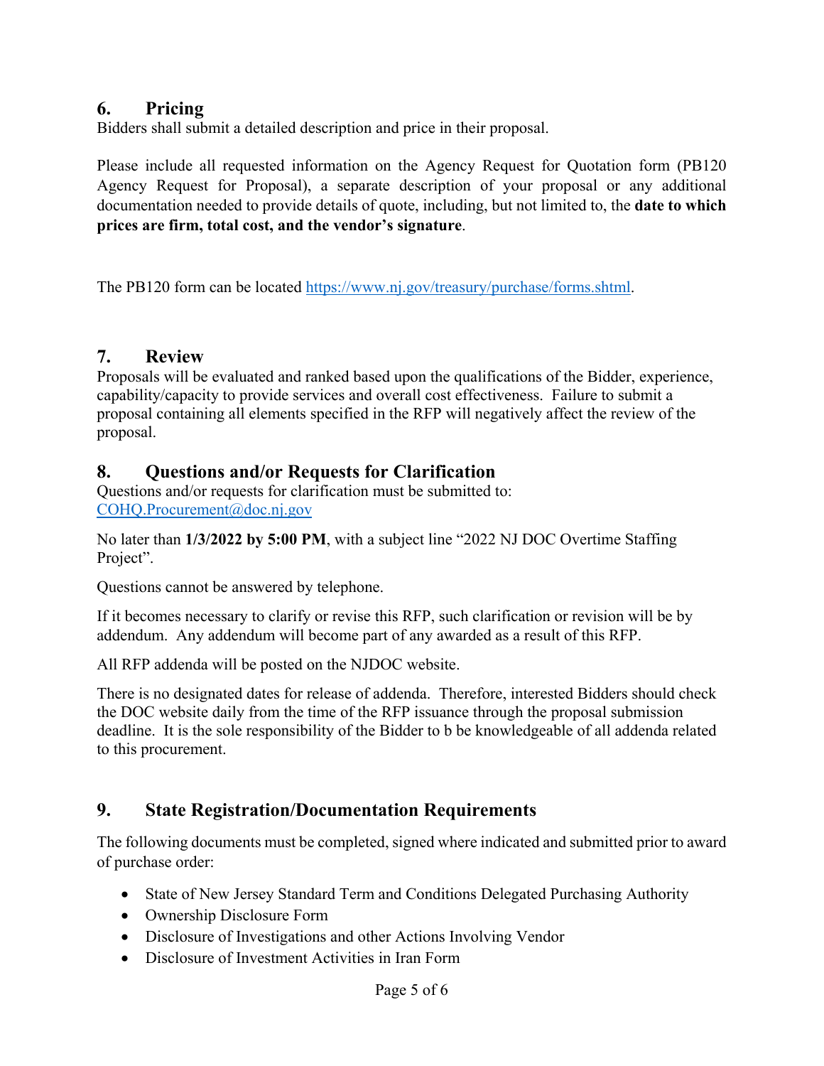## 6. Pricing

Bidders shall submit a detailed description and price in their proposal.

Please include all requested information on the Agency Request for Quotation form (PB120 Agency Request for Proposal), a separate description of your proposal or any additional documentation needed to provide details of quote, including, but not limited to, the **date to which prices are firm, total cost, and the vendor's signature**.

The PB120 form can be located https://www.nj.gov/treasury/purchase/forms.shtml.

## 7. Review

Proposals will be evaluated and ranked based upon the qualifications of the Bidder, experience, capability/capacity to provide services and overall cost effectiveness. Failure to submit a proposal containing all elements specified in the RFP will negatively affect the review of the proposal.

## 8. Questions and/or Requests for Clarification

Questions and/or requests for clarification must be submitted to:
COHQ.Procurement@doc.nj.gov

No later than **1/3/2022 by 5:00 PM**, with a subject line "2022 NJ DOC Overtime Staffing Project".

Questions cannot be answered by telephone.

If it becomes necessary to clarify or revise this RFP, such clarification or revision will be by addendum. Any addendum will become part of any awarded as a result of this RFP.

All RFP addenda will be posted on the NJDOC website.

There is no designated dates for release of addenda. Therefore, interested Bidders should check the DOC website daily from the time of the RFP issuance through the proposal submission deadline. It is the sole responsibility of the Bidder to b be knowledgeable of all addenda related to this procurement.

## 9. State Registration/Documentation Requirements

The following documents must be completed, signed where indicated and submitted prior to award of purchase order:

- State of New Jersey Standard Term and Conditions Delegated Purchasing Authority
- Ownership Disclosure Form
- Disclosure of Investigations and other Actions Involving Vendor
- Disclosure of Investment Activities in Iran Form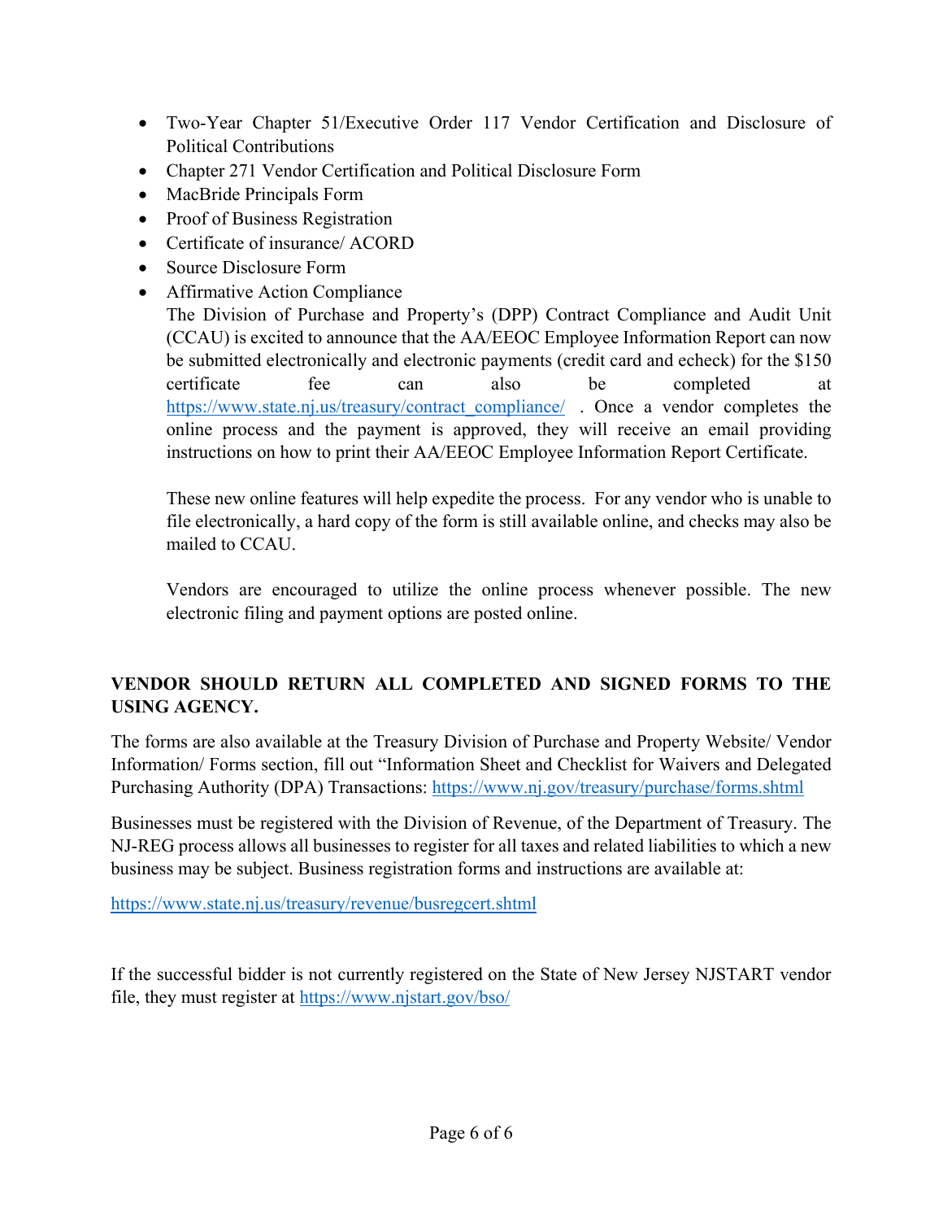- Two-Year Chapter 51/Executive Order 117 Vendor Certification and Disclosure of Political Contributions
- Chapter 271 Vendor Certification and Political Disclosure Form
- MacBride Principals Form
- Proof of Business Registration
- Certificate of insurance/ ACORD
- Source Disclosure Form
- Affirmative Action Compliance

  The Division of Purchase and Property's (DPP) Contract Compliance and Audit Unit (CCAU) is excited to announce that the AA/EEOC Employee Information Report can now be submitted electronically and electronic payments (credit card and echeck) for the $150 certificate fee can also be completed at https://www.state.nj.us/treasury/contract_compliance/ . Once a vendor completes the online process and the payment is approved, they will receive an email providing instructions on how to print their AA/EEOC Employee Information Report Certificate.

  These new online features will help expedite the process. For any vendor who is unable to file electronically, a hard copy of the form is still available online, and checks may also be mailed to CCAU.

  Vendors are encouraged to utilize the online process whenever possible. The new electronic filing and payment options are posted online.

**VENDOR SHOULD RETURN ALL COMPLETED AND SIGNED FORMS TO THE USING AGENCY.**

The forms are also available at the Treasury Division of Purchase and Property Website/ Vendor Information/ Forms section, fill out "Information Sheet and Checklist for Waivers and Delegated Purchasing Authority (DPA) Transactions: https://www.nj.gov/treasury/purchase/forms.shtml

Businesses must be registered with the Division of Revenue, of the Department of Treasury. The NJ-REG process allows all businesses to register for all taxes and related liabilities to which a new business may be subject. Business registration forms and instructions are available at:

https://www.state.nj.us/treasury/revenue/busregcert.shtml

If the successful bidder is not currently registered on the State of New Jersey NJSTART vendor file, they must register at https://www.njstart.gov/bso/